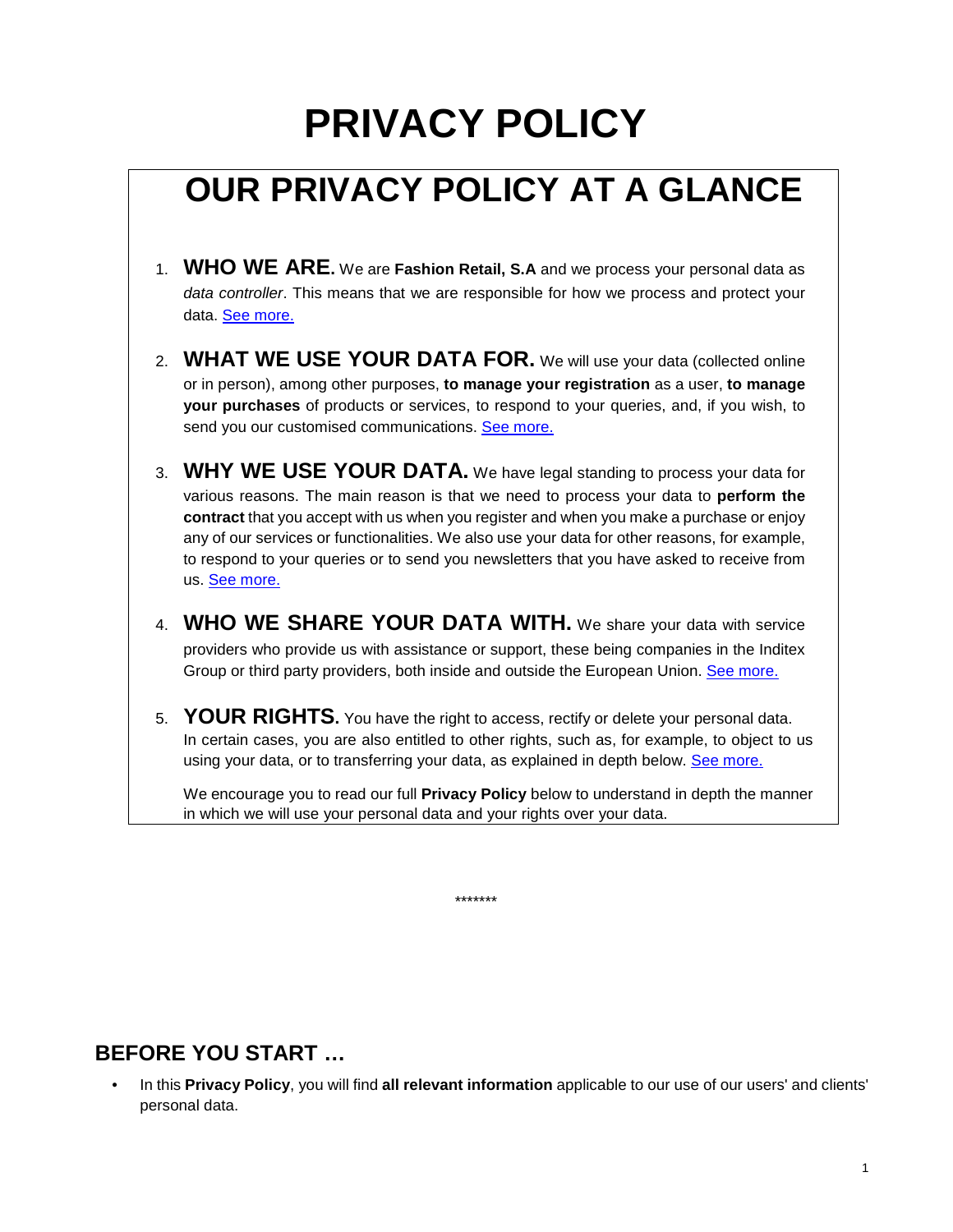# PRIVACY POLICY

## OUR PRIVACY POLICY AT A GLANCE

1. **WHO WE ARE.** We are **Fashion Retail, S.A** and we process your personal data as *data controller*. This means that we are responsible for how we process and protect your data. See more.

2. **WHAT WE USE YOUR DATA FOR.** We will use your data (collected online or in person), among other purposes, **to manage your registration** as a user, **to manage your purchases** of products or services, to respond to your queries, and, if you wish, to send you our customised communications. See more.

3. **WHY WE USE YOUR DATA.** We have legal standing to process your data for various reasons. The main reason is that we need to process your data to **perform the contract** that you accept with us when you register and when you make a purchase or enjoy any of our services or functionalities. We also use your data for other reasons, for example, to respond to your queries or to send you newsletters that you have asked to receive from us. See more.

4. **WHO WE SHARE YOUR DATA WITH.** We share your data with service providers who provide us with assistance or support, these being companies in the Inditex Group or third party providers, both inside and outside the European Union. See more.

5. **YOUR RIGHTS.** You have the right to access, rectify or delete your personal data. In certain cases, you are also entitled to other rights, such as, for example, to object to us using your data, or to transferring your data, as explained in depth below. See more.

   We encourage you to read our full **Privacy Policy** below to understand in depth the manner in which we will use your personal data and your rights over your data.

*******

## BEFORE YOU START …

- In this **Privacy Policy**, you will find **all relevant information** applicable to our use of our users' and clients' personal data.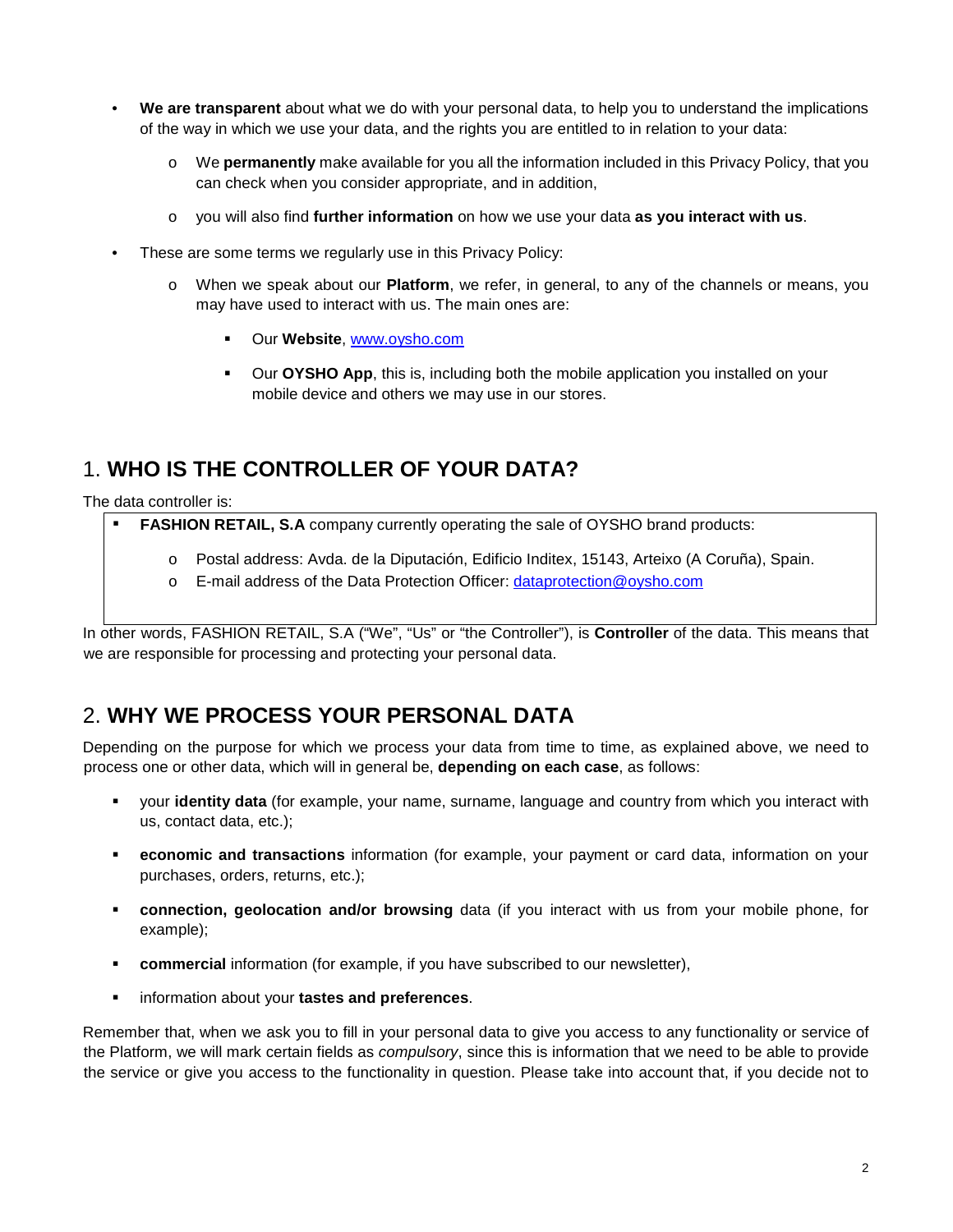- **We are transparent** about what we do with your personal data, to help you to understand the implications of the way in which we use your data, and the rights you are entitled to in relation to your data:
  - We **permanently** make available for you all the information included in this Privacy Policy, that you can check when you consider appropriate, and in addition,
  - you will also find **further information** on how we use your data **as you interact with us**.
- These are some terms we regularly use in this Privacy Policy:
  - When we speak about our **Platform**, we refer, in general, to any of the channels or means, you may have used to interact with us. The main ones are:
    - Our **Website**, [www.oysho.com](http://www.oysho.com)
    - Our **OYSHO App**, this is, including both the mobile application you installed on your mobile device and others we may use in our stores.

## 1. **WHO IS THE CONTROLLER OF YOUR DATA?**

The data controller is:

- **FASHION RETAIL, S.A** company currently operating the sale of OYSHO brand products:
  - Postal address: Avda. de la Diputación, Edificio Inditex, 15143, Arteixo (A Coruña), Spain.
  - E-mail address of the Data Protection Officer: [dataprotection@oysho.com](mailto:dataprotection@oysho.com)

In other words, FASHION RETAIL, S.A ("We", "Us" or "the Controller"), is **Controller** of the data. This means that we are responsible for processing and protecting your personal data.

## 2. **WHY WE PROCESS YOUR PERSONAL DATA**

Depending on the purpose for which we process your data from time to time, as explained above, we need to process one or other data, which will in general be, **depending on each case**, as follows:

- your **identity data** (for example, your name, surname, language and country from which you interact with us, contact data, etc.);
- **economic and transactions** information (for example, your payment or card data, information on your purchases, orders, returns, etc.);
- **connection, geolocation and/or browsing** data (if you interact with us from your mobile phone, for example);
- **commercial** information (for example, if you have subscribed to our newsletter),
- information about your **tastes and preferences**.

Remember that, when we ask you to fill in your personal data to give you access to any functionality or service of the Platform, we will mark certain fields as *compulsory*, since this is information that we need to be able to provide the service or give you access to the functionality in question. Please take into account that, if you decide not to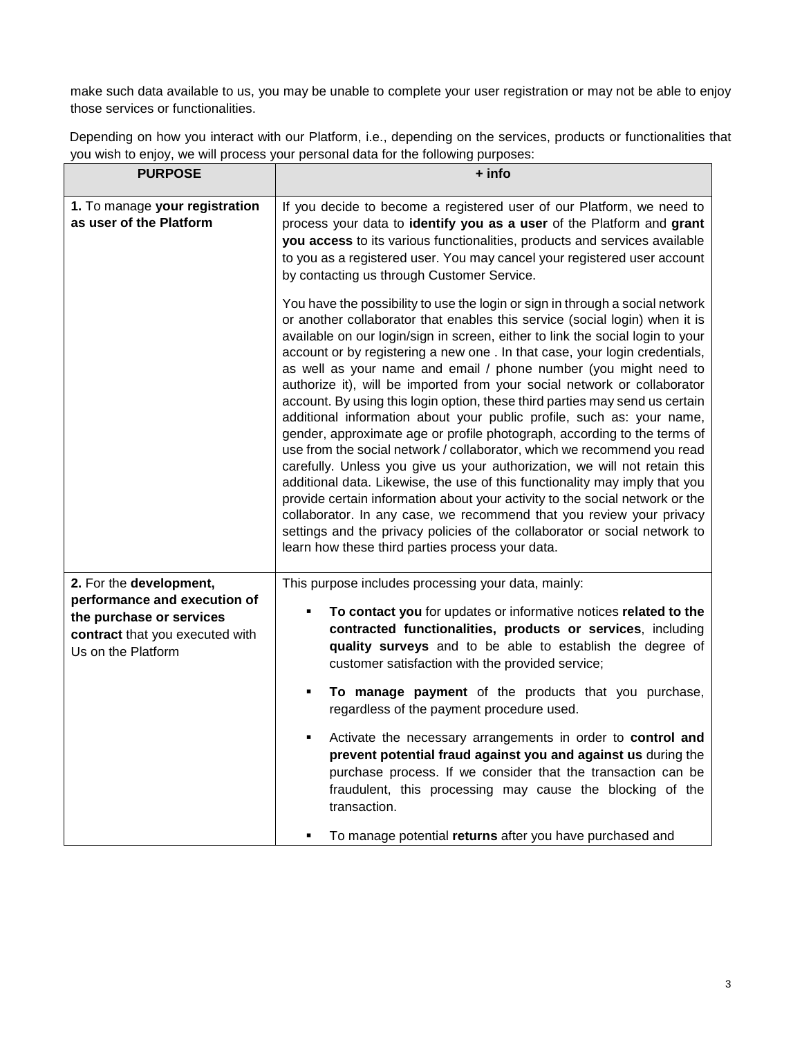make such data available to us, you may be unable to complete your user registration or may not be able to enjoy those services or functionalities.

Depending on how you interact with our Platform, i.e., depending on the services, products or functionalities that you wish to enjoy, we will process your personal data for the following purposes:

| PURPOSE | + info |
|---|---|
| **1.** To manage **your registration as user of the Platform** | If you decide to become a registered user of our Platform, we need to process your data to **identify you as a user** of the Platform and **grant you access** to its various functionalities, products and services available to you as a registered user. You may cancel your registered user account by contacting us through Customer Service.<br><br>You have the possibility to use the login or sign in through a social network or another collaborator that enables this service (social login) when it is available on our login/sign in screen, either to link the social login to your account or by registering a new one . In that case, your login credentials, as well as your name and email / phone number (you might need to authorize it), will be imported from your social network or collaborator account. By using this login option, these third parties may send us certain additional information about your public profile, such as: your name, gender, approximate age or profile photograph, according to the terms of use from the social network / collaborator, which we recommend you read carefully. Unless you give us your authorization, we will not retain this additional data. Likewise, the use of this functionality may imply that you provide certain information about your activity to the social network or the collaborator. In any case, we recommend that you review your privacy settings and the privacy policies of the collaborator or social network to learn how these third parties process your data. |
| **2.** For the **development, performance and execution of the purchase or services contract** that you executed with Us on the Platform | This purpose includes processing your data, mainly:<br><br>▪ **To contact you** for updates or informative notices **related to the contracted functionalities, products or services**, including **quality surveys** and to be able to establish the degree of customer satisfaction with the provided service;<br><br>▪ **To manage payment** of the products that you purchase, regardless of the payment procedure used.<br><br>▪ Activate the necessary arrangements in order to **control and prevent potential fraud against you and against us** during the purchase process. If we consider that the transaction can be fraudulent, this processing may cause the blocking of the transaction.<br><br>▪ To manage potential **returns** after you have purchased and |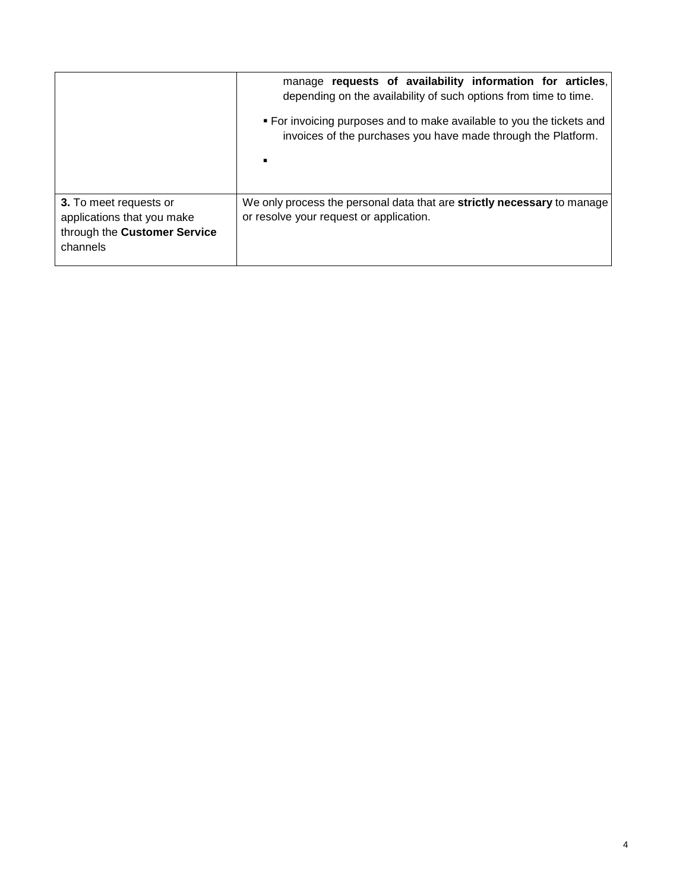| | |
|---|---|
| | manage **requests of availability information for articles**, depending on the availability of such options from time to time.<br><br>▪ For invoicing purposes and to make available to you the tickets and invoices of the purchases you have made through the Platform.<br><br>▪ |
| **3.** To meet requests or applications that you make through the **Customer Service** channels | We only process the personal data that are **strictly necessary** to manage or resolve your request or application. |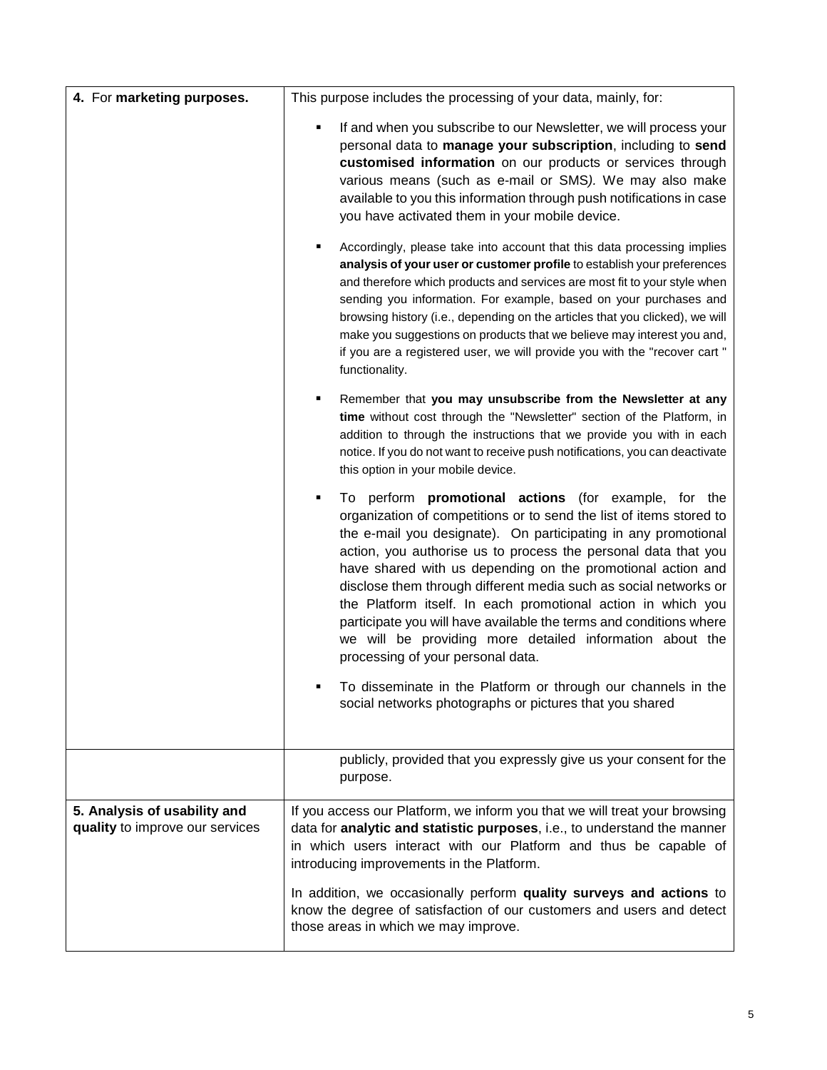| | |
|---|---|
| 4. For **marketing purposes.** | This purpose includes the processing of your data, mainly, for:<br><br>▪ If and when you subscribe to our Newsletter, we will process your personal data to **manage your subscription**, including to **send customised information** on our products or services through various means (such as e-mail or SMS*).* We may also make available to you this information through push notifications in case you have activated them in your mobile device.<br><br>▪ Accordingly, please take into account that this data processing implies **analysis of your user or customer profile** to establish your preferences and therefore which products and services are most fit to your style when sending you information. For example, based on your purchases and browsing history (i.e., depending on the articles that you clicked), we will make you suggestions on products that we believe may interest you and, if you are a registered user, we will provide you with the "recover cart " functionality.<br><br>▪ Remember that **you may unsubscribe from the Newsletter at any time** without cost through the "Newsletter" section of the Platform, in addition to through the instructions that we provide you with in each notice. If you do not want to receive push notifications, you can deactivate this option in your mobile device.<br><br>▪ To perform **promotional actions** (for example, for the organization of competitions or to send the list of items stored to the e-mail you designate). On participating in any promotional action, you authorise us to process the personal data that you have shared with us depending on the promotional action and disclose them through different media such as social networks or the Platform itself. In each promotional action in which you participate you will have available the terms and conditions where we will be providing more detailed information about the processing of your personal data.<br><br>▪ To disseminate in the Platform or through our channels in the social networks photographs or pictures that you shared publicly, provided that you expressly give us your consent for the purpose. |
| **5. Analysis of usability and quality** to improve our services | If you access our Platform, we inform you that we will treat your browsing data for **analytic and statistic purposes**, i.e., to understand the manner in which users interact with our Platform and thus be capable of introducing improvements in the Platform.<br><br>In addition, we occasionally perform **quality surveys and actions** to know the degree of satisfaction of our customers and users and detect those areas in which we may improve. |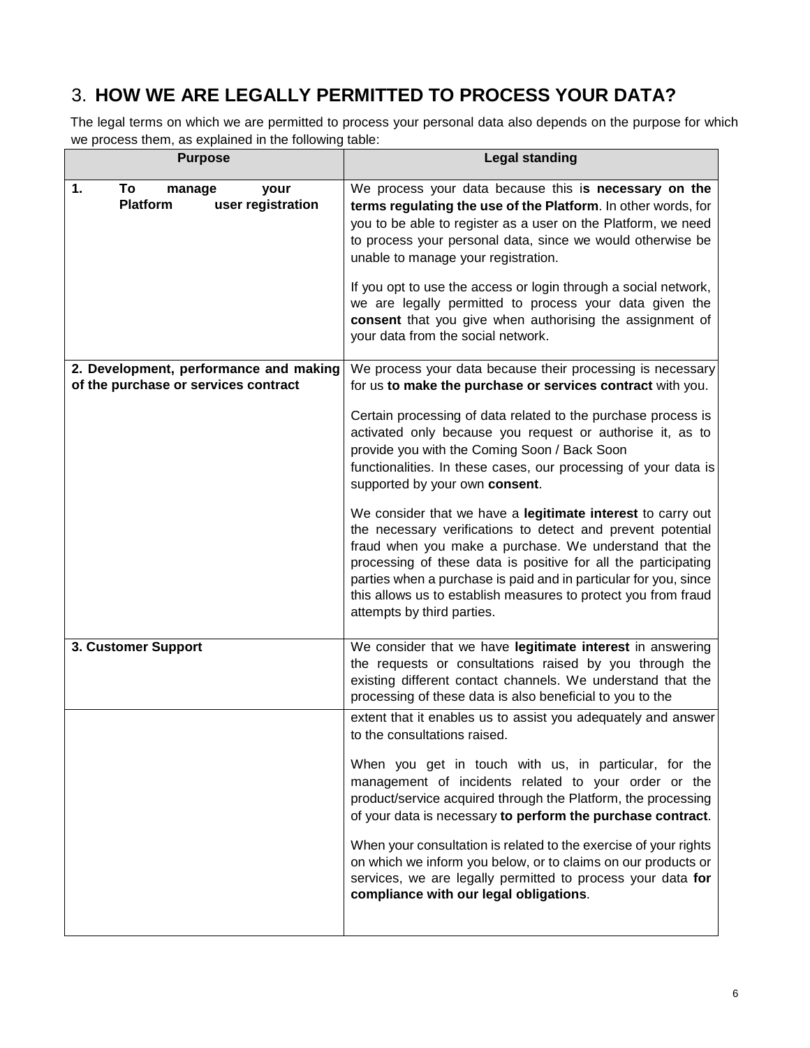# 3. **HOW WE ARE LEGALLY PERMITTED TO PROCESS YOUR DATA?**

The legal terms on which we are permitted to process your personal data also depends on the purpose for which we process them, as explained in the following table:

| Purpose | Legal standing |
|---|---|
| **1. To manage your Platform user registration** | We process your data because this i**s necessary on the terms regulating the use of the Platform**. In other words, for you to be able to register as a user on the Platform, we need to process your personal data, since we would otherwise be unable to manage your registration.<br><br>If you opt to use the access or login through a social network, we are legally permitted to process your data given the **consent** that you give when authorising the assignment of your data from the social network. |
| **2. Development, performance and making of the purchase or services contract** | We process your data because their processing is necessary for us **to make the purchase or services contract** with you.<br><br>Certain processing of data related to the purchase process is activated only because you request or authorise it, as to provide you with the Coming Soon / Back Soon functionalities. In these cases, our processing of your data is supported by your own **consent**.<br><br>We consider that we have a **legitimate interest** to carry out the necessary verifications to detect and prevent potential fraud when you make a purchase. We understand that the processing of these data is positive for all the participating parties when a purchase is paid and in particular for you, since this allows us to establish measures to protect you from fraud attempts by third parties. |
| **3. Customer Support** | We consider that we have **legitimate interest** in answering the requests or consultations raised by you through the existing different contact channels. We understand that the processing of these data is also beneficial to you to the extent that it enables us to assist you adequately and answer to the consultations raised.<br><br>When you get in touch with us, in particular, for the management of incidents related to your order or the product/service acquired through the Platform, the processing of your data is necessary **to perform the purchase contract**.<br><br>When your consultation is related to the exercise of your rights on which we inform you below, or to claims on our products or services, we are legally permitted to process your data **for compliance with our legal obligations**. |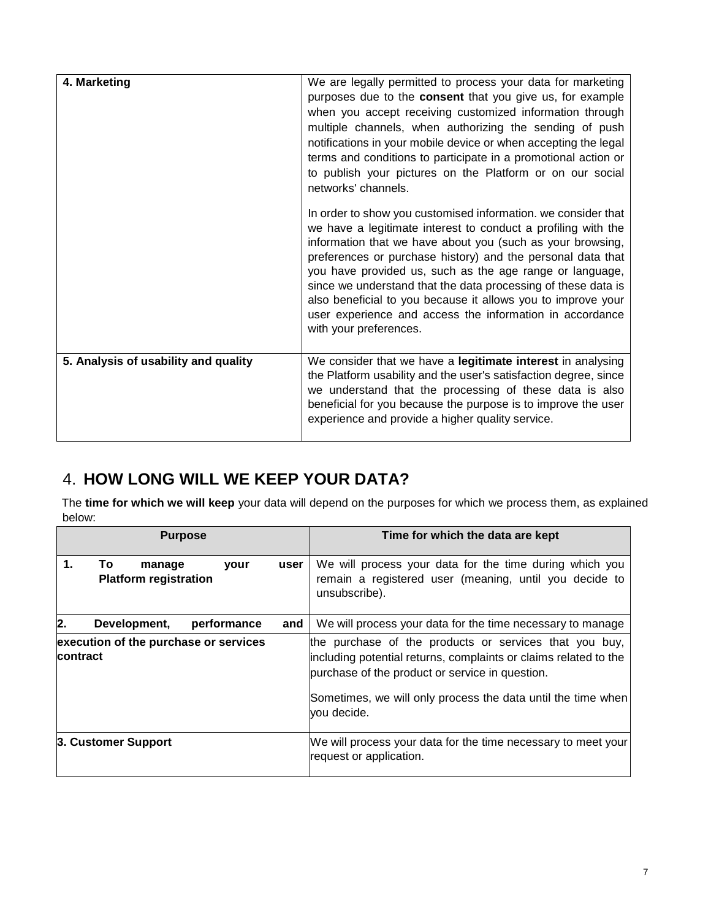| | |
|---|---|
| **4. Marketing** | We are legally permitted to process your data for marketing purposes due to the **consent** that you give us, for example when you accept receiving customized information through multiple channels, when authorizing the sending of push notifications in your mobile device or when accepting the legal terms and conditions to participate in a promotional action or to publish your pictures on the Platform or on our social networks' channels.<br><br>In order to show you customised information. we consider that we have a legitimate interest to conduct a profiling with the information that we have about you (such as your browsing, preferences or purchase history) and the personal data that you have provided us, such as the age range or language, since we understand that the data processing of these data is also beneficial to you because it allows you to improve your user experience and access the information in accordance with your preferences. |
| **5. Analysis of usability and quality** | We consider that we have a **legitimate interest** in analysing the Platform usability and the user's satisfaction degree, since we understand that the processing of these data is also beneficial for you because the purpose is to improve the user experience and provide a higher quality service. |

## 4. HOW LONG WILL WE KEEP YOUR DATA?

The **time for which we will keep** your data will depend on the purposes for which we process them, as explained below:

| Purpose | Time for which the data are kept |
|---|---|
| **1. To manage your user Platform registration** | We will process your data for the time during which you remain a registered user (meaning, until you decide to unsubscribe). |
| **2. Development, performance and execution of the purchase or services contract** | We will process your data for the time necessary to manage the purchase of the products or services that you buy, including potential returns, complaints or claims related to the purchase of the product or service in question.<br><br>Sometimes, we will only process the data until the time when you decide. |
| **3. Customer Support** | We will process your data for the time necessary to meet your request or application. |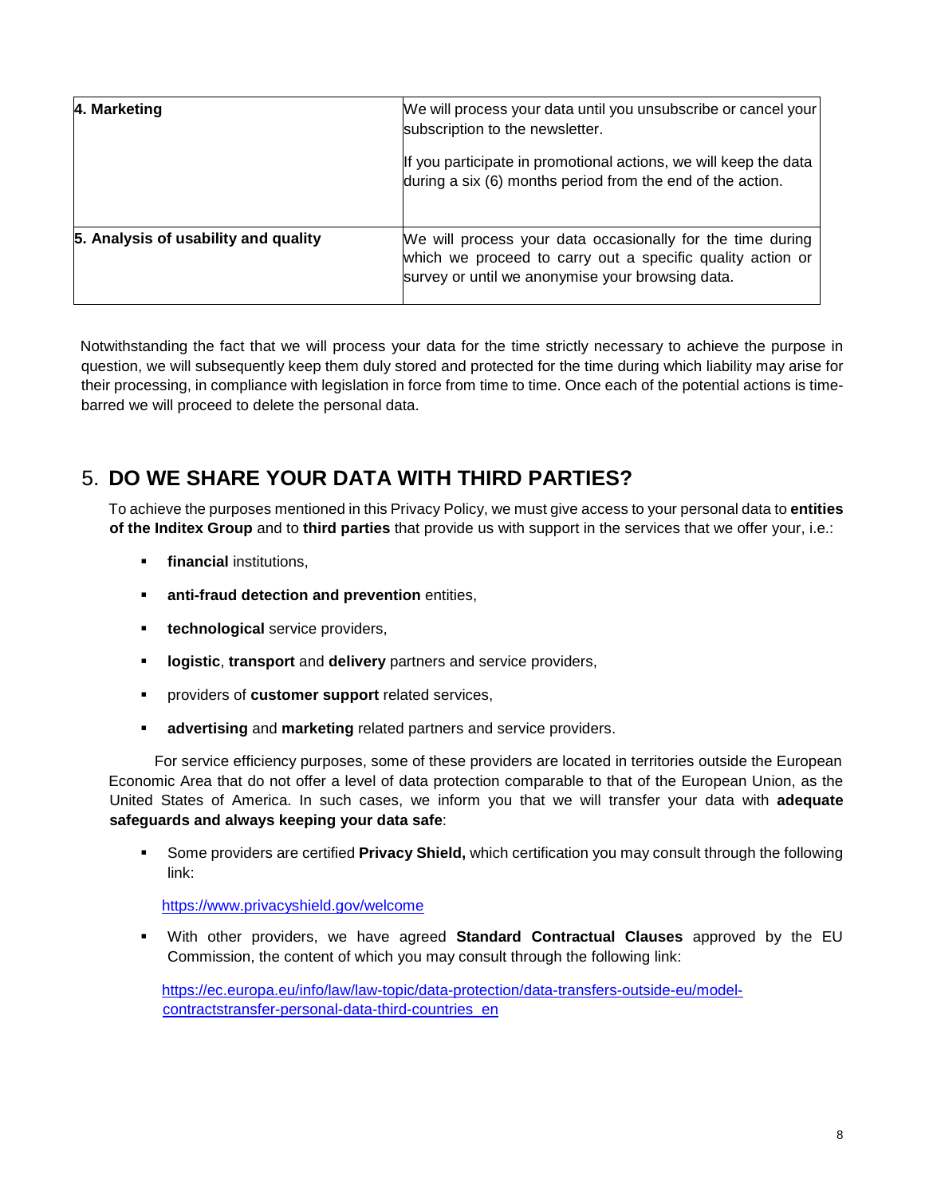| 4. Marketing | We will process your data until you unsubscribe or cancel your subscription to the newsletter.<br><br>If you participate in promotional actions, we will keep the data during a six (6) months period from the end of the action. |
|---|---|
| 5. Analysis of usability and quality | We will process your data occasionally for the time during which we proceed to carry out a specific quality action or survey or until we anonymise your browsing data. |

Notwithstanding the fact that we will process your data for the time strictly necessary to achieve the purpose in question, we will subsequently keep them duly stored and protected for the time during which liability may arise for their processing, in compliance with legislation in force from time to time. Once each of the potential actions is time-barred we will proceed to delete the personal data.

## 5. DO WE SHARE YOUR DATA WITH THIRD PARTIES?

To achieve the purposes mentioned in this Privacy Policy, we must give access to your personal data to **entities of the Inditex Group** and to **third parties** that provide us with support in the services that we offer your, i.e.:

- **financial** institutions,
- **anti-fraud detection and prevention** entities,
- **technological** service providers,
- **logistic**, **transport** and **delivery** partners and service providers,
- providers of **customer support** related services,
- **advertising** and **marketing** related partners and service providers.

For service efficiency purposes, some of these providers are located in territories outside the European Economic Area that do not offer a level of data protection comparable to that of the European Union, as the United States of America. In such cases, we inform you that we will transfer your data with **adequate safeguards and always keeping your data safe**:

- Some providers are certified **Privacy Shield,** which certification you may consult through the following link:

  https://www.privacyshield.gov/welcome

- With other providers, we have agreed **Standard Contractual Clauses** approved by the EU Commission, the content of which you may consult through the following link:

  https://ec.europa.eu/info/law/law-topic/data-protection/data-transfers-outside-eu/model-contractstransfer-personal-data-third-countries_en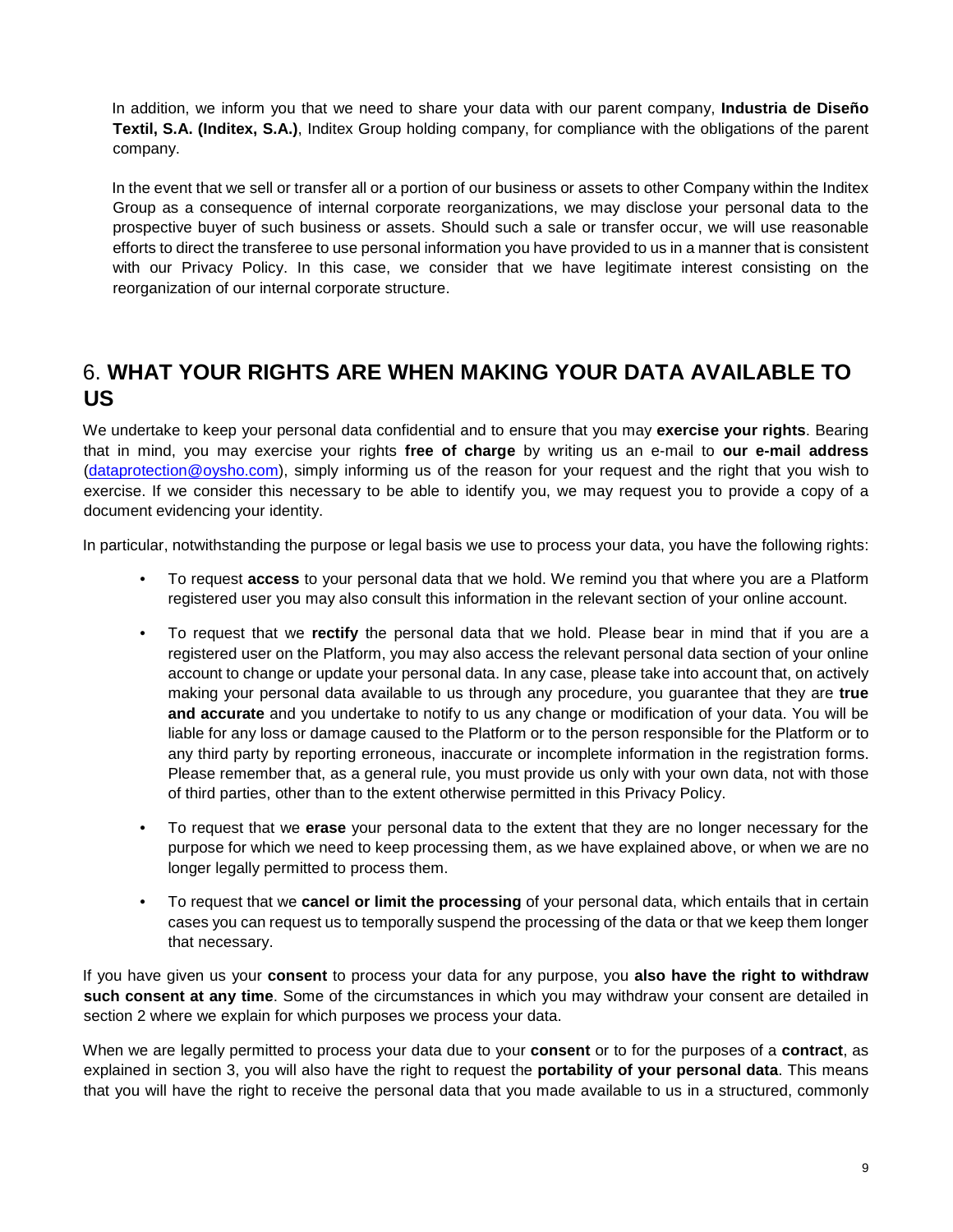In addition, we inform you that we need to share your data with our parent company, **Industria de Diseño Textil, S.A. (Inditex, S.A.)**, Inditex Group holding company, for compliance with the obligations of the parent company.

In the event that we sell or transfer all or a portion of our business or assets to other Company within the Inditex Group as a consequence of internal corporate reorganizations, we may disclose your personal data to the prospective buyer of such business or assets. Should such a sale or transfer occur, we will use reasonable efforts to direct the transferee to use personal information you have provided to us in a manner that is consistent with our Privacy Policy. In this case, we consider that we have legitimate interest consisting on the reorganization of our internal corporate structure.

## 6. WHAT YOUR RIGHTS ARE WHEN MAKING YOUR DATA AVAILABLE TO US

We undertake to keep your personal data confidential and to ensure that you may **exercise your rights**. Bearing that in mind, you may exercise your rights **free of charge** by writing us an e-mail to **our e-mail address** (dataprotection@oysho.com), simply informing us of the reason for your request and the right that you wish to exercise. If we consider this necessary to be able to identify you, we may request you to provide a copy of a document evidencing your identity.

In particular, notwithstanding the purpose or legal basis we use to process your data, you have the following rights:

- To request **access** to your personal data that we hold. We remind you that where you are a Platform registered user you may also consult this information in the relevant section of your online account.
- To request that we **rectify** the personal data that we hold. Please bear in mind that if you are a registered user on the Platform, you may also access the relevant personal data section of your online account to change or update your personal data. In any case, please take into account that, on actively making your personal data available to us through any procedure, you guarantee that they are **true and accurate** and you undertake to notify to us any change or modification of your data. You will be liable for any loss or damage caused to the Platform or to the person responsible for the Platform or to any third party by reporting erroneous, inaccurate or incomplete information in the registration forms. Please remember that, as a general rule, you must provide us only with your own data, not with those of third parties, other than to the extent otherwise permitted in this Privacy Policy.
- To request that we **erase** your personal data to the extent that they are no longer necessary for the purpose for which we need to keep processing them, as we have explained above, or when we are no longer legally permitted to process them.
- To request that we **cancel or limit the processing** of your personal data, which entails that in certain cases you can request us to temporally suspend the processing of the data or that we keep them longer that necessary.

If you have given us your **consent** to process your data for any purpose, you **also have the right to withdraw such consent at any time**. Some of the circumstances in which you may withdraw your consent are detailed in section 2 where we explain for which purposes we process your data.

When we are legally permitted to process your data due to your **consent** or to for the purposes of a **contract**, as explained in section 3, you will also have the right to request the **portability of your personal data**. This means that you will have the right to receive the personal data that you made available to us in a structured, commonly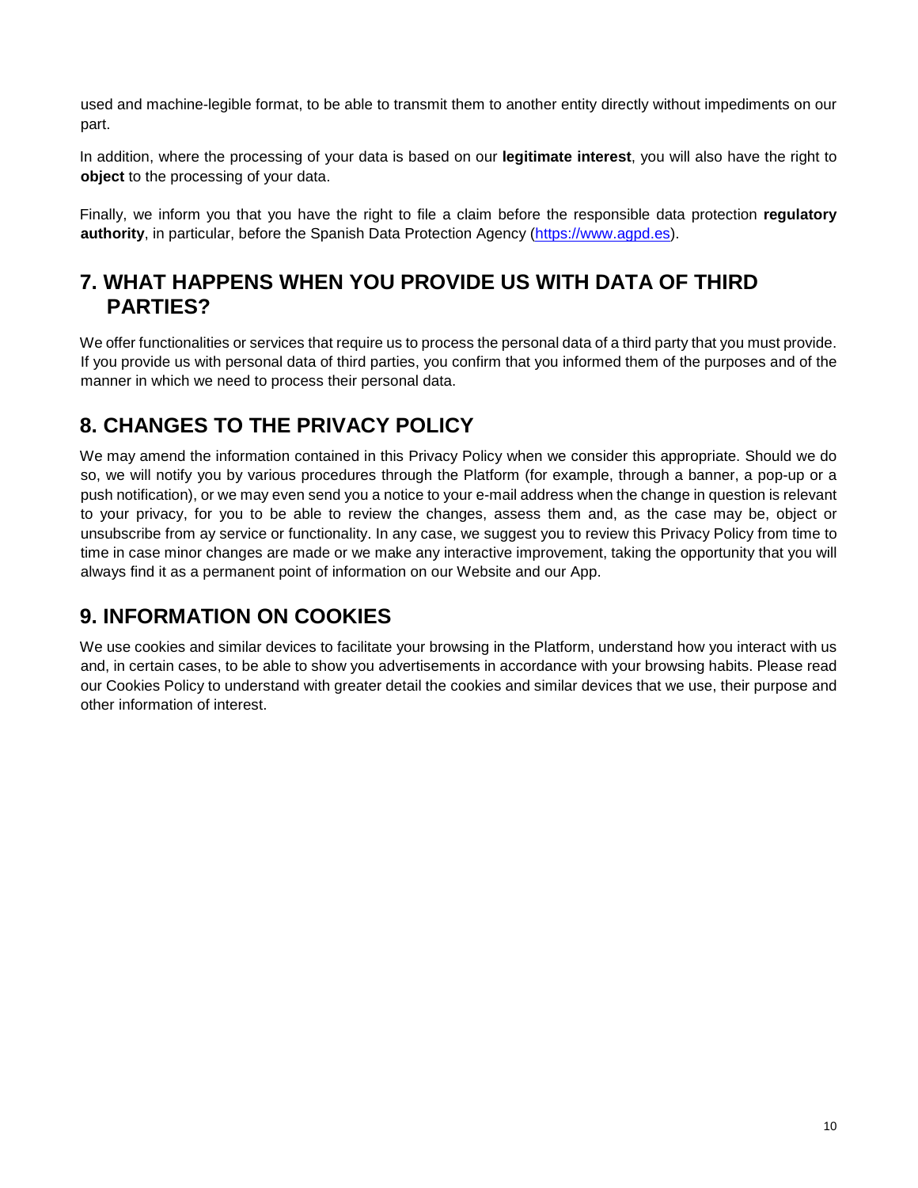used and machine-legible format, to be able to transmit them to another entity directly without impediments on our part.

In addition, where the processing of your data is based on our **legitimate interest**, you will also have the right to **object** to the processing of your data.

Finally, we inform you that you have the right to file a claim before the responsible data protection **regulatory authority**, in particular, before the Spanish Data Protection Agency (https://www.agpd.es).

## 7. WHAT HAPPENS WHEN YOU PROVIDE US WITH DATA OF THIRD PARTIES?

We offer functionalities or services that require us to process the personal data of a third party that you must provide. If you provide us with personal data of third parties, you confirm that you informed them of the purposes and of the manner in which we need to process their personal data.

## 8. CHANGES TO THE PRIVACY POLICY

We may amend the information contained in this Privacy Policy when we consider this appropriate. Should we do so, we will notify you by various procedures through the Platform (for example, through a banner, a pop-up or a push notification), or we may even send you a notice to your e-mail address when the change in question is relevant to your privacy, for you to be able to review the changes, assess them and, as the case may be, object or unsubscribe from ay service or functionality. In any case, we suggest you to review this Privacy Policy from time to time in case minor changes are made or we make any interactive improvement, taking the opportunity that you will always find it as a permanent point of information on our Website and our App.

## 9. INFORMATION ON COOKIES

We use cookies and similar devices to facilitate your browsing in the Platform, understand how you interact with us and, in certain cases, to be able to show you advertisements in accordance with your browsing habits. Please read our Cookies Policy to understand with greater detail the cookies and similar devices that we use, their purpose and other information of interest.